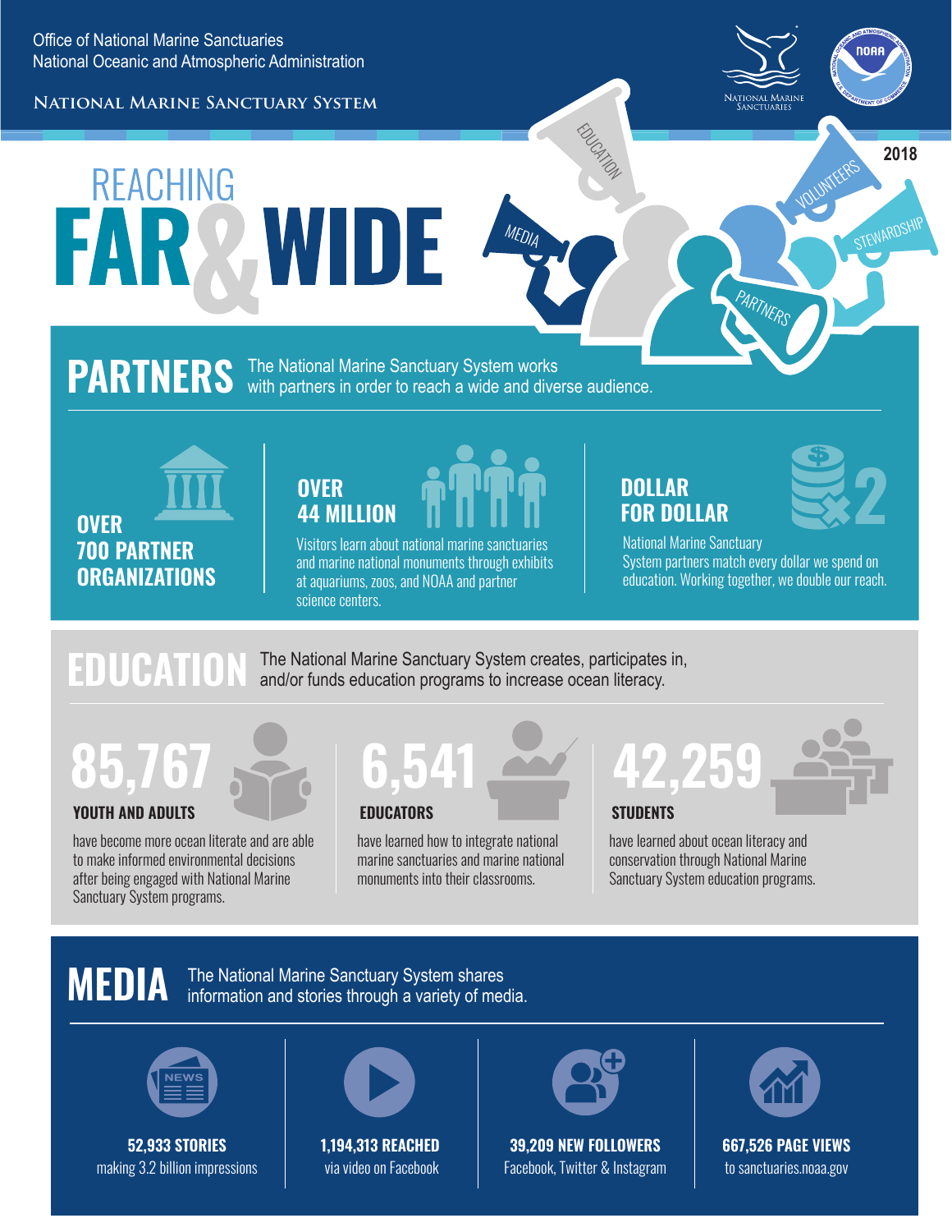Office of National Marine Sanctuaries
National Oceanic and Atmospheric Administration

NATIONAL MARINE SANCTUARY SYSTEM

2018

# REACHING FAR & WIDE

## PARTNERS

The National Marine Sanctuary System works with partners in order to reach a wide and diverse audience.

**OVER 700 PARTNER ORGANIZATIONS**

**OVER 44 MILLION**

Visitors learn about national marine sanctuaries and marine national monuments through exhibits at aquariums, zoos, and NOAA and partner science centers.

**DOLLAR FOR DOLLAR**

National Marine Sanctuary System partners match every dollar we spend on education. Working together, we double our reach.

## EDUCATION

The National Marine Sanctuary System creates, participates in, and/or funds education programs to increase ocean literacy.

**85,767**
**YOUTH AND ADULTS**

have become more ocean literate and are able to make informed environmental decisions after being engaged with National Marine Sanctuary System programs.

**6,541**
**EDUCATORS**

have learned how to integrate national marine sanctuaries and marine national monuments into their classrooms.

**42,259**
**STUDENTS**

have learned about ocean literacy and conservation through National Marine Sanctuary System education programs.

## MEDIA

The National Marine Sanctuary System shares information and stories through a variety of media.

**52,933 STORIES**
making 3.2 billion impressions

**1,194,313 REACHED**
via video on Facebook

**39,209 NEW FOLLOWERS**
Facebook, Twitter & Instagram

**667,526 PAGE VIEWS**
to sanctuaries.noaa.gov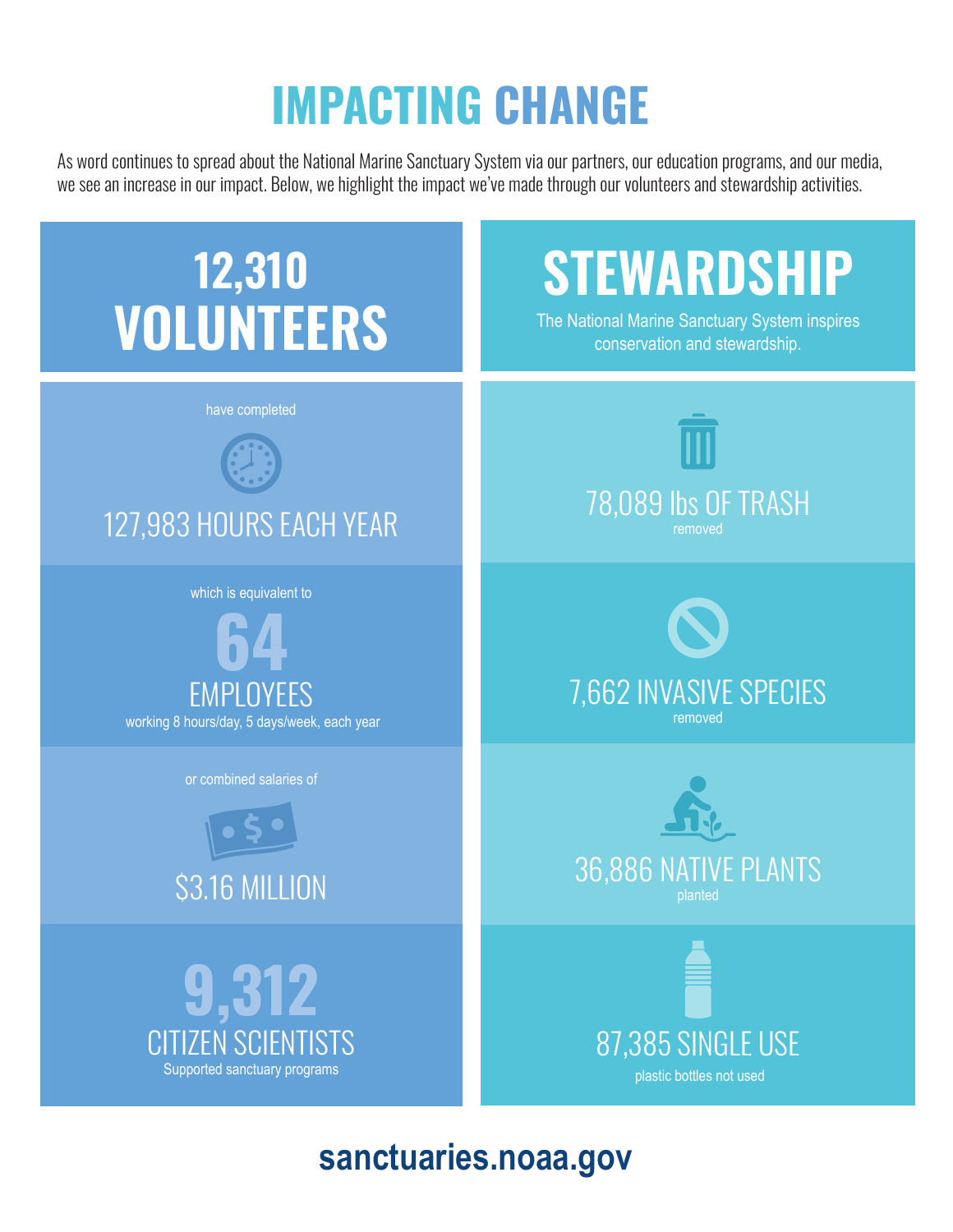# IMPACTING CHANGE

As word continues to spread about the National Marine Sanctuary System via our partners, our education programs, and our media, we see an increase in our impact. Below, we highlight the impact we've made through our volunteers and stewardship activities.

## 12,310 VOLUNTEERS

have completed

127,983 HOURS EACH YEAR

which is equivalent to

**64**

EMPLOYEES

working 8 hours/day, 5 days/week, each year

or combined salaries of

$3.16 MILLION

**9,312**

CITIZEN SCIENTISTS

Supported sanctuary programs

## STEWARDSHIP

The National Marine Sanctuary System inspires conservation and stewardship.

78,089 lbs OF TRASH

removed

7,662 INVASIVE SPECIES

removed

36,886 NATIVE PLANTS

planted

87,385 SINGLE USE

plastic bottles not used

**sanctuaries.noaa.gov**